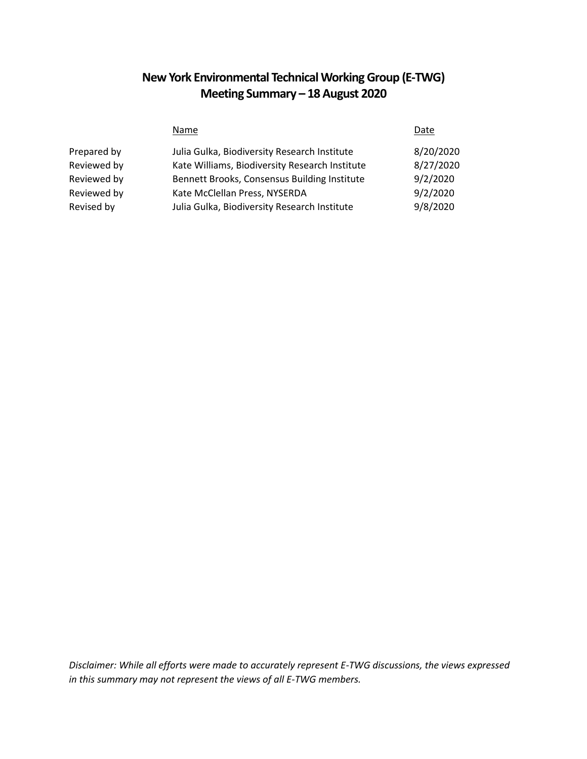# New York Environmental Technical Working Group (E-TWG)
# Meeting Summary – 18 August 2020

| | Name | Date |
|---|---|---|
| Prepared by | Julia Gulka, Biodiversity Research Institute | 8/20/2020 |
| Reviewed by | Kate Williams, Biodiversity Research Institute | 8/27/2020 |
| Reviewed by | Bennett Brooks, Consensus Building Institute | 9/2/2020 |
| Reviewed by | Kate McClellan Press, NYSERDA | 9/2/2020 |
| Revised by | Julia Gulka, Biodiversity Research Institute | 9/8/2020 |

*Disclaimer: While all efforts were made to accurately represent E-TWG discussions, the views expressed in this summary may not represent the views of all E-TWG members.*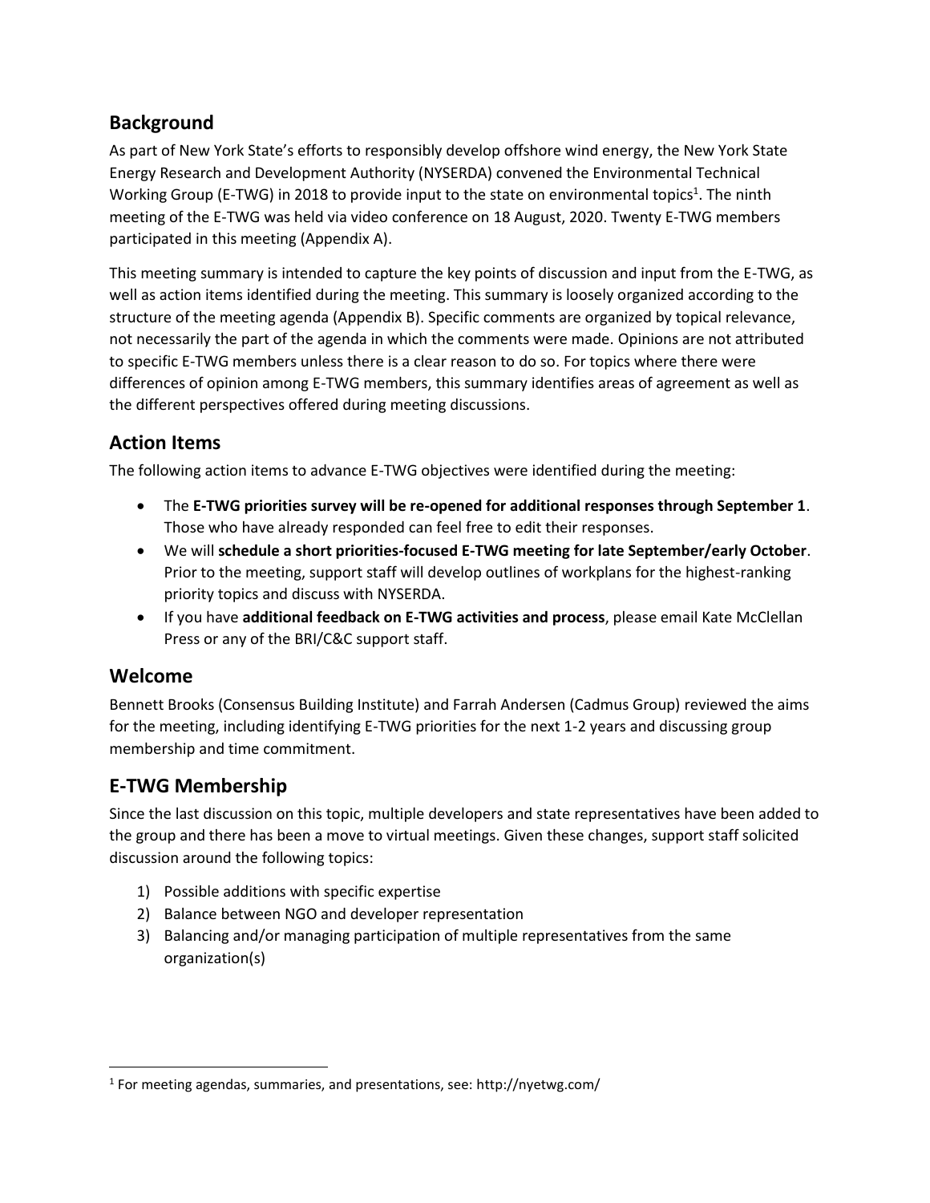## Background

As part of New York State's efforts to responsibly develop offshore wind energy, the New York State Energy Research and Development Authority (NYSERDA) convened the Environmental Technical Working Group (E-TWG) in 2018 to provide input to the state on environmental topics[1]. The ninth meeting of the E-TWG was held via video conference on 18 August, 2020. Twenty E-TWG members participated in this meeting (Appendix A).

This meeting summary is intended to capture the key points of discussion and input from the E-TWG, as well as action items identified during the meeting. This summary is loosely organized according to the structure of the meeting agenda (Appendix B). Specific comments are organized by topical relevance, not necessarily the part of the agenda in which the comments were made. Opinions are not attributed to specific E-TWG members unless there is a clear reason to do so. For topics where there were differences of opinion among E-TWG members, this summary identifies areas of agreement as well as the different perspectives offered during meeting discussions.

## Action Items

The following action items to advance E-TWG objectives were identified during the meeting:

- The **E-TWG priorities survey will be re-opened for additional responses through September 1**. Those who have already responded can feel free to edit their responses.
- We will **schedule a short priorities-focused E-TWG meeting for late September/early October**. Prior to the meeting, support staff will develop outlines of workplans for the highest-ranking priority topics and discuss with NYSERDA.
- If you have **additional feedback on E-TWG activities and process**, please email Kate McClellan Press or any of the BRI/C&C support staff.

## Welcome

Bennett Brooks (Consensus Building Institute) and Farrah Andersen (Cadmus Group) reviewed the aims for the meeting, including identifying E-TWG priorities for the next 1-2 years and discussing group membership and time commitment.

## E-TWG Membership

Since the last discussion on this topic, multiple developers and state representatives have been added to the group and there has been a move to virtual meetings. Given these changes, support staff solicited discussion around the following topics:

1) Possible additions with specific expertise
2) Balance between NGO and developer representation
3) Balancing and/or managing participation of multiple representatives from the same organization(s)

[1] For meeting agendas, summaries, and presentations, see: http://nyetwg.com/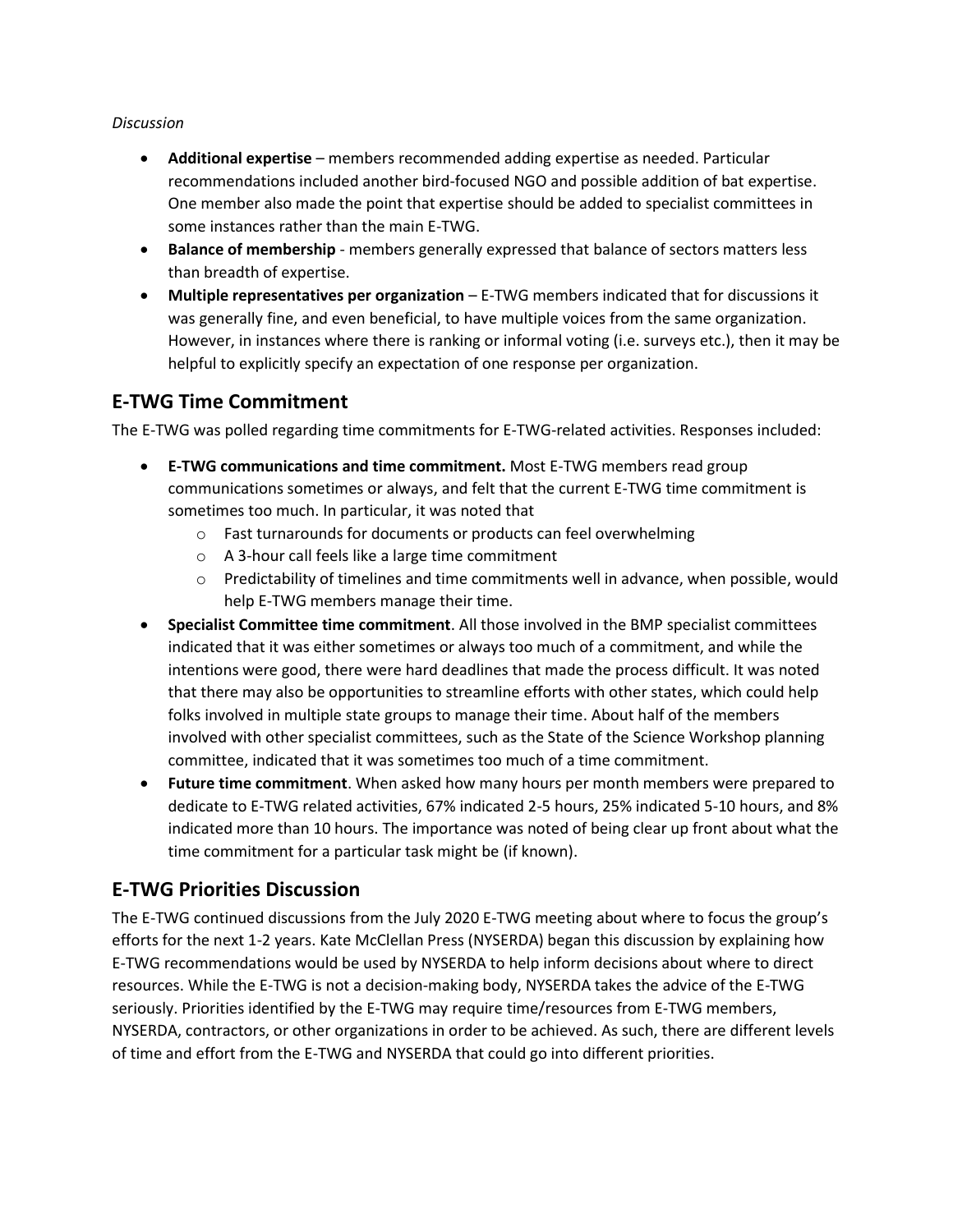*Discussion*

- **Additional expertise** – members recommended adding expertise as needed. Particular recommendations included another bird-focused NGO and possible addition of bat expertise. One member also made the point that expertise should be added to specialist committees in some instances rather than the main E-TWG.
- **Balance of membership** - members generally expressed that balance of sectors matters less than breadth of expertise.
- **Multiple representatives per organization** – E-TWG members indicated that for discussions it was generally fine, and even beneficial, to have multiple voices from the same organization. However, in instances where there is ranking or informal voting (i.e. surveys etc.), then it may be helpful to explicitly specify an expectation of one response per organization.

## E-TWG Time Commitment

The E-TWG was polled regarding time commitments for E-TWG-related activities. Responses included:

- **E-TWG communications and time commitment.** Most E-TWG members read group communications sometimes or always, and felt that the current E-TWG time commitment is sometimes too much. In particular, it was noted that
  - Fast turnarounds for documents or products can feel overwhelming
  - A 3-hour call feels like a large time commitment
  - Predictability of timelines and time commitments well in advance, when possible, would help E-TWG members manage their time.
- **Specialist Committee time commitment**. All those involved in the BMP specialist committees indicated that it was either sometimes or always too much of a commitment, and while the intentions were good, there were hard deadlines that made the process difficult. It was noted that there may also be opportunities to streamline efforts with other states, which could help folks involved in multiple state groups to manage their time. About half of the members involved with other specialist committees, such as the State of the Science Workshop planning committee, indicated that it was sometimes too much of a time commitment.
- **Future time commitment**. When asked how many hours per month members were prepared to dedicate to E-TWG related activities, 67% indicated 2-5 hours, 25% indicated 5-10 hours, and 8% indicated more than 10 hours. The importance was noted of being clear up front about what the time commitment for a particular task might be (if known).

## E-TWG Priorities Discussion

The E-TWG continued discussions from the July 2020 E-TWG meeting about where to focus the group's efforts for the next 1-2 years. Kate McClellan Press (NYSERDA) began this discussion by explaining how E-TWG recommendations would be used by NYSERDA to help inform decisions about where to direct resources. While the E-TWG is not a decision-making body, NYSERDA takes the advice of the E-TWG seriously. Priorities identified by the E-TWG may require time/resources from E-TWG members, NYSERDA, contractors, or other organizations in order to be achieved. As such, there are different levels of time and effort from the E-TWG and NYSERDA that could go into different priorities.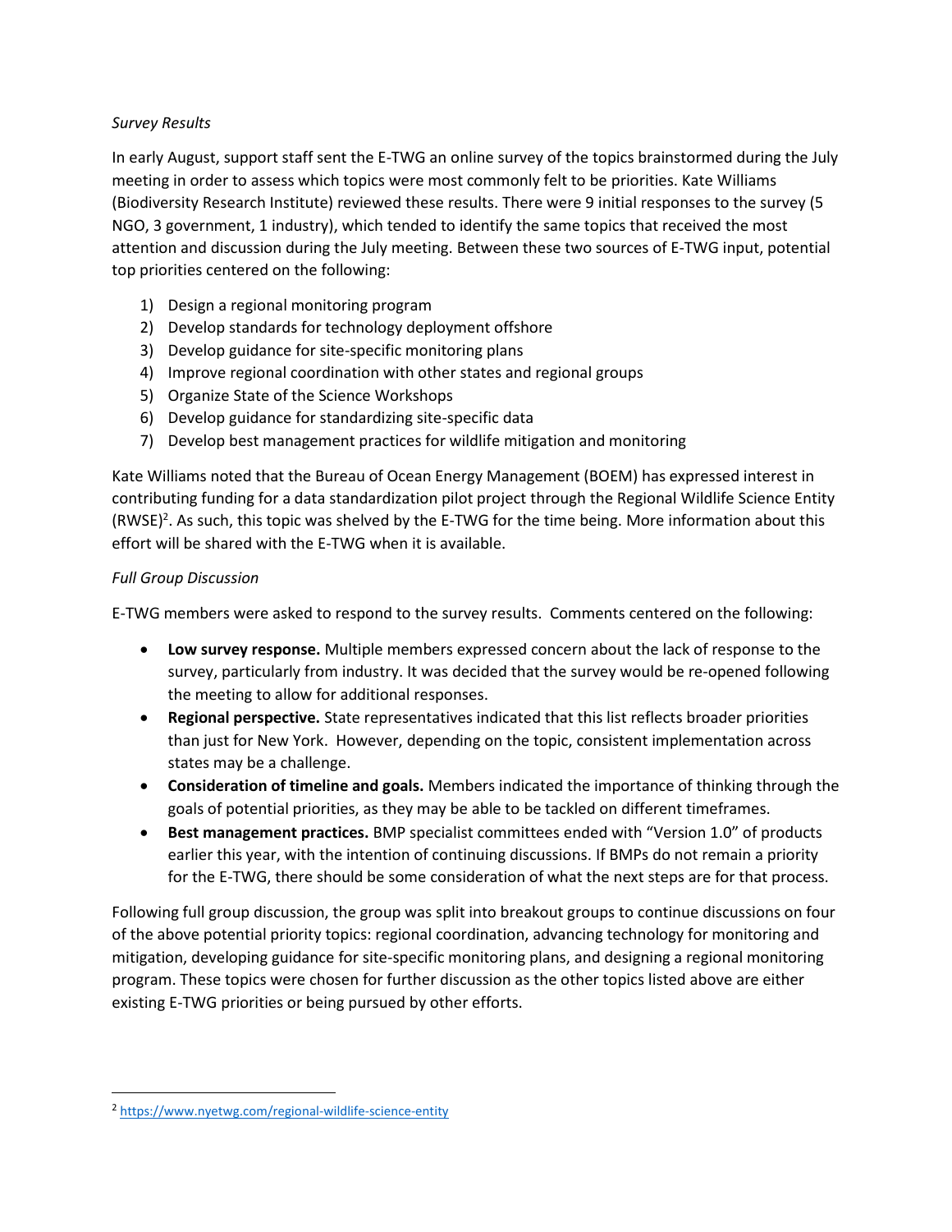*Survey Results*

In early August, support staff sent the E-TWG an online survey of the topics brainstormed during the July meeting in order to assess which topics were most commonly felt to be priorities. Kate Williams (Biodiversity Research Institute) reviewed these results. There were 9 initial responses to the survey (5 NGO, 3 government, 1 industry), which tended to identify the same topics that received the most attention and discussion during the July meeting. Between these two sources of E-TWG input, potential top priorities centered on the following:

1) Design a regional monitoring program
2) Develop standards for technology deployment offshore
3) Develop guidance for site-specific monitoring plans
4) Improve regional coordination with other states and regional groups
5) Organize State of the Science Workshops
6) Develop guidance for standardizing site-specific data
7) Develop best management practices for wildlife mitigation and monitoring

Kate Williams noted that the Bureau of Ocean Energy Management (BOEM) has expressed interest in contributing funding for a data standardization pilot project through the Regional Wildlife Science Entity (RWSE)[2]. As such, this topic was shelved by the E-TWG for the time being. More information about this effort will be shared with the E-TWG when it is available.

*Full Group Discussion*

E-TWG members were asked to respond to the survey results. Comments centered on the following:

- **Low survey response.** Multiple members expressed concern about the lack of response to the survey, particularly from industry. It was decided that the survey would be re-opened following the meeting to allow for additional responses.
- **Regional perspective.** State representatives indicated that this list reflects broader priorities than just for New York. However, depending on the topic, consistent implementation across states may be a challenge.
- **Consideration of timeline and goals.** Members indicated the importance of thinking through the goals of potential priorities, as they may be able to be tackled on different timeframes.
- **Best management practices.** BMP specialist committees ended with "Version 1.0" of products earlier this year, with the intention of continuing discussions. If BMPs do not remain a priority for the E-TWG, there should be some consideration of what the next steps are for that process.

Following full group discussion, the group was split into breakout groups to continue discussions on four of the above potential priority topics: regional coordination, advancing technology for monitoring and mitigation, developing guidance for site-specific monitoring plans, and designing a regional monitoring program. These topics were chosen for further discussion as the other topics listed above are either existing E-TWG priorities or being pursued by other efforts.

[2] https://www.nyetwg.com/regional-wildlife-science-entity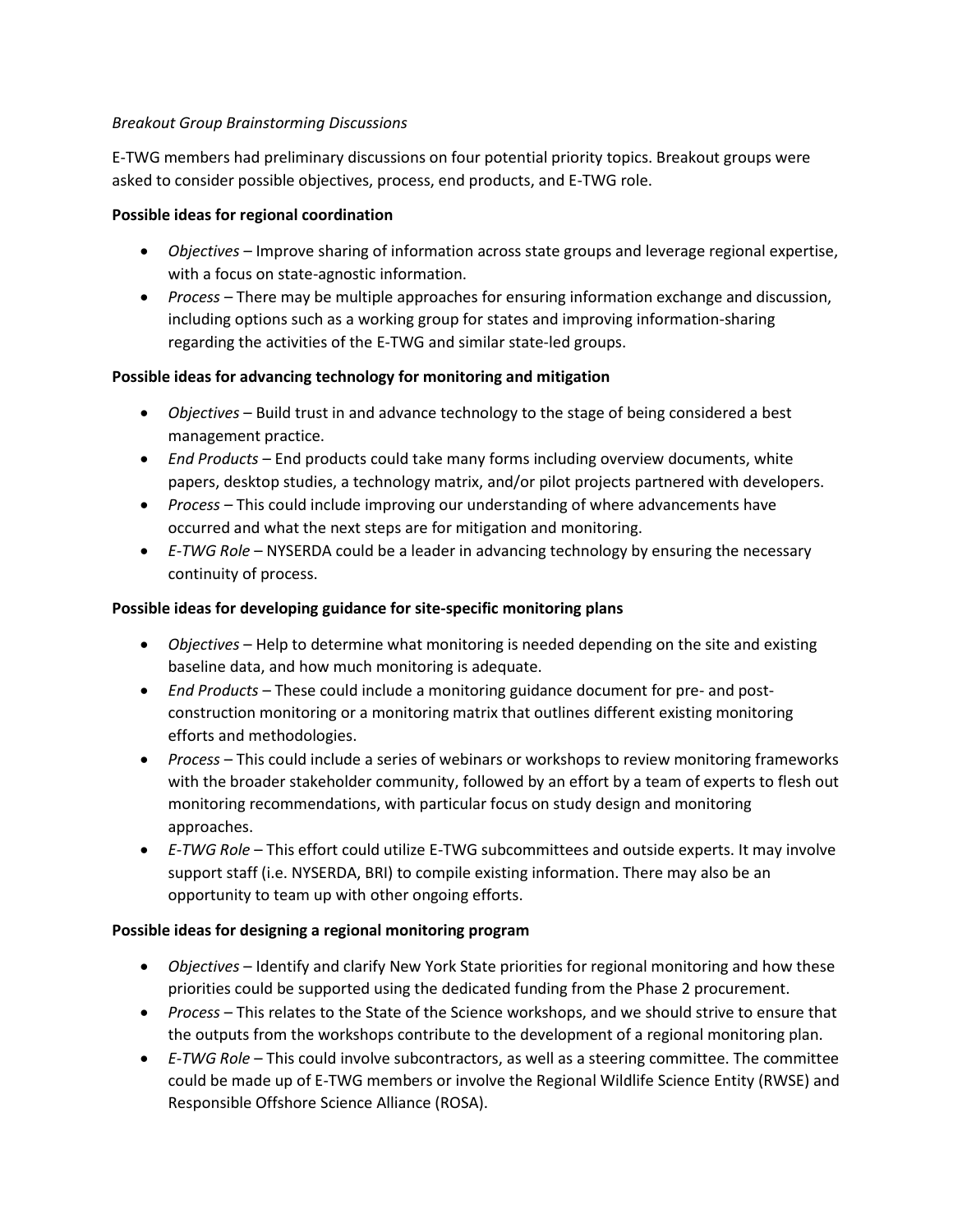*Breakout Group Brainstorming Discussions*

E-TWG members had preliminary discussions on four potential priority topics. Breakout groups were asked to consider possible objectives, process, end products, and E-TWG role.

**Possible ideas for regional coordination**

- *Objectives* – Improve sharing of information across state groups and leverage regional expertise, with a focus on state-agnostic information.
- *Process* – There may be multiple approaches for ensuring information exchange and discussion, including options such as a working group for states and improving information-sharing regarding the activities of the E-TWG and similar state-led groups.

**Possible ideas for advancing technology for monitoring and mitigation**

- *Objectives* – Build trust in and advance technology to the stage of being considered a best management practice.
- *End Products* – End products could take many forms including overview documents, white papers, desktop studies, a technology matrix, and/or pilot projects partnered with developers.
- *Process* – This could include improving our understanding of where advancements have occurred and what the next steps are for mitigation and monitoring.
- *E-TWG Role* – NYSERDA could be a leader in advancing technology by ensuring the necessary continuity of process.

**Possible ideas for developing guidance for site-specific monitoring plans**

- *Objectives* – Help to determine what monitoring is needed depending on the site and existing baseline data, and how much monitoring is adequate.
- *End Products* – These could include a monitoring guidance document for pre- and post-construction monitoring or a monitoring matrix that outlines different existing monitoring efforts and methodologies.
- *Process* – This could include a series of webinars or workshops to review monitoring frameworks with the broader stakeholder community, followed by an effort by a team of experts to flesh out monitoring recommendations, with particular focus on study design and monitoring approaches.
- *E-TWG Role* – This effort could utilize E-TWG subcommittees and outside experts. It may involve support staff (i.e. NYSERDA, BRI) to compile existing information. There may also be an opportunity to team up with other ongoing efforts.

**Possible ideas for designing a regional monitoring program**

- *Objectives* – Identify and clarify New York State priorities for regional monitoring and how these priorities could be supported using the dedicated funding from the Phase 2 procurement.
- *Process* – This relates to the State of the Science workshops, and we should strive to ensure that the outputs from the workshops contribute to the development of a regional monitoring plan.
- *E-TWG Role* – This could involve subcontractors, as well as a steering committee. The committee could be made up of E-TWG members or involve the Regional Wildlife Science Entity (RWSE) and Responsible Offshore Science Alliance (ROSA).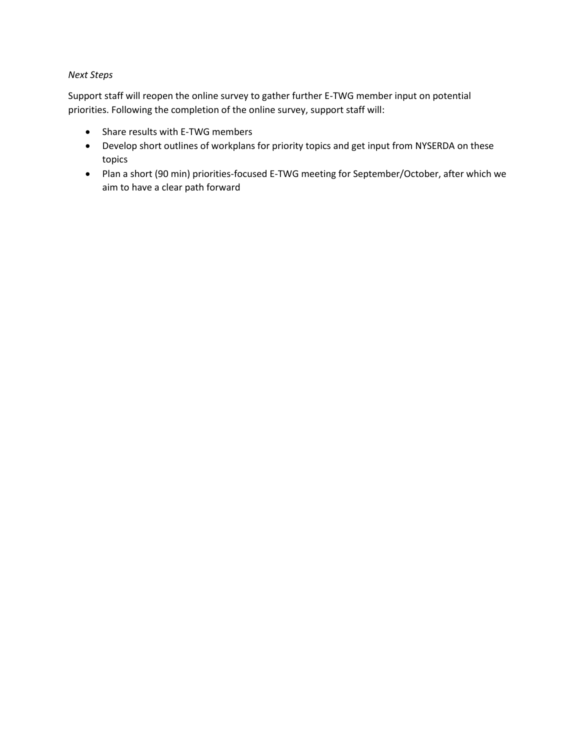*Next Steps*

Support staff will reopen the online survey to gather further E-TWG member input on potential priorities. Following the completion of the online survey, support staff will:

- Share results with E-TWG members
- Develop short outlines of workplans for priority topics and get input from NYSERDA on these topics
- Plan a short (90 min) priorities-focused E-TWG meeting for September/October, after which we aim to have a clear path forward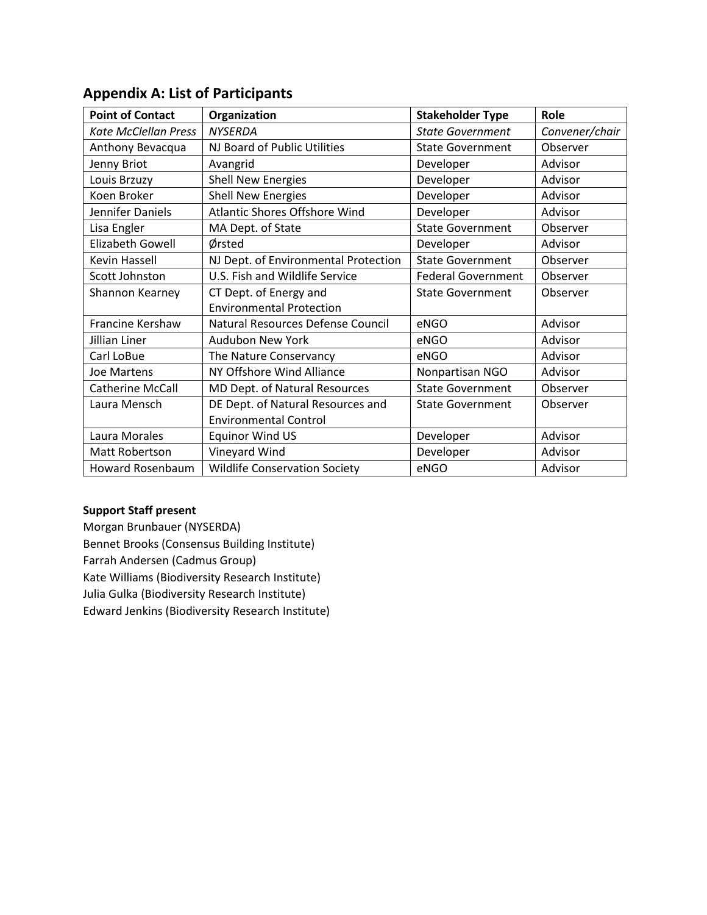## Appendix A: List of Participants

| Point of Contact | Organization | Stakeholder Type | Role |
|---|---|---|---|
| *Kate McClellan Press* | *NYSERDA* | *State Government* | *Convener/chair* |
| Anthony Bevacqua | NJ Board of Public Utilities | State Government | Observer |
| Jenny Briot | Avangrid | Developer | Advisor |
| Louis Brzuzy | Shell New Energies | Developer | Advisor |
| Koen Broker | Shell New Energies | Developer | Advisor |
| Jennifer Daniels | Atlantic Shores Offshore Wind | Developer | Advisor |
| Lisa Engler | MA Dept. of State | State Government | Observer |
| Elizabeth Gowell | Ørsted | Developer | Advisor |
| Kevin Hassell | NJ Dept. of Environmental Protection | State Government | Observer |
| Scott Johnston | U.S. Fish and Wildlife Service | Federal Government | Observer |
| Shannon Kearney | CT Dept. of Energy and Environmental Protection | State Government | Observer |
| Francine Kershaw | Natural Resources Defense Council | eNGO | Advisor |
| Jillian Liner | Audubon New York | eNGO | Advisor |
| Carl LoBue | The Nature Conservancy | eNGO | Advisor |
| Joe Martens | NY Offshore Wind Alliance | Nonpartisan NGO | Advisor |
| Catherine McCall | MD Dept. of Natural Resources | State Government | Observer |
| Laura Mensch | DE Dept. of Natural Resources and Environmental Control | State Government | Observer |
| Laura Morales | Equinor Wind US | Developer | Advisor |
| Matt Robertson | Vineyard Wind | Developer | Advisor |
| Howard Rosenbaum | Wildlife Conservation Society | eNGO | Advisor |

**Support Staff present**

Morgan Brunbauer (NYSERDA)
Bennet Brooks (Consensus Building Institute)
Farrah Andersen (Cadmus Group)
Kate Williams (Biodiversity Research Institute)
Julia Gulka (Biodiversity Research Institute)
Edward Jenkins (Biodiversity Research Institute)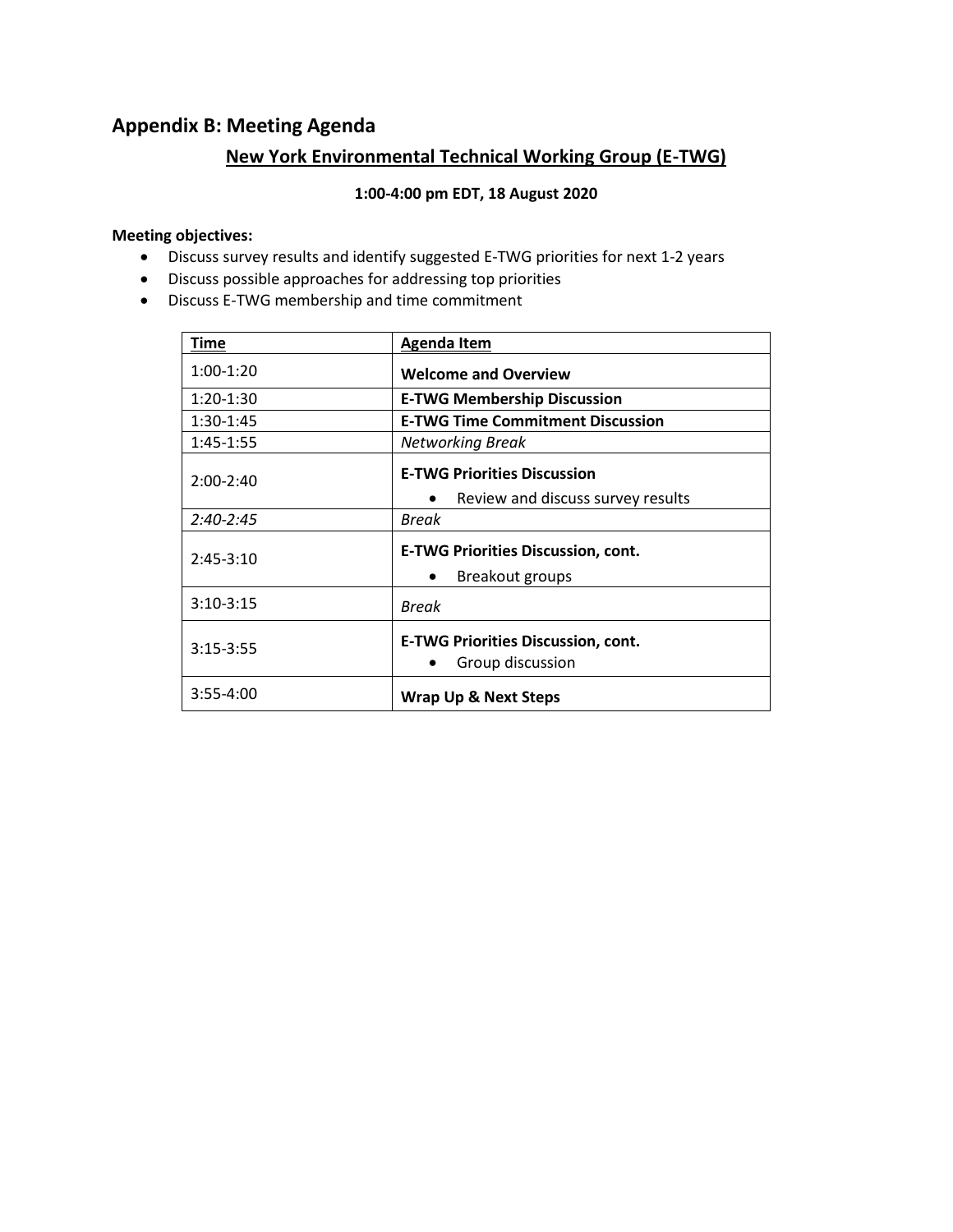## Appendix B: Meeting Agenda

### New York Environmental Technical Working Group (E-TWG)

**1:00-4:00 pm EDT, 18 August 2020**

**Meeting objectives:**

- Discuss survey results and identify suggested E-TWG priorities for next 1-2 years
- Discuss possible approaches for addressing top priorities
- Discuss E-TWG membership and time commitment

| Time | Agenda Item |
|---|---|
| 1:00-1:20 | **Welcome and Overview** |
| 1:20-1:30 | **E-TWG Membership Discussion** |
| 1:30-1:45 | **E-TWG Time Commitment Discussion** |
| 1:45-1:55 | *Networking Break* |
| 2:00-2:40 | **E-TWG Priorities Discussion**<br>• Review and discuss survey results |
| *2:40-2:45* | *Break* |
| 2:45-3:10 | **E-TWG Priorities Discussion, cont.**<br>• Breakout groups |
| 3:10-3:15 | *Break* |
| 3:15-3:55 | **E-TWG Priorities Discussion, cont.**<br>• Group discussion |
| 3:55-4:00 | **Wrap Up & Next Steps** |